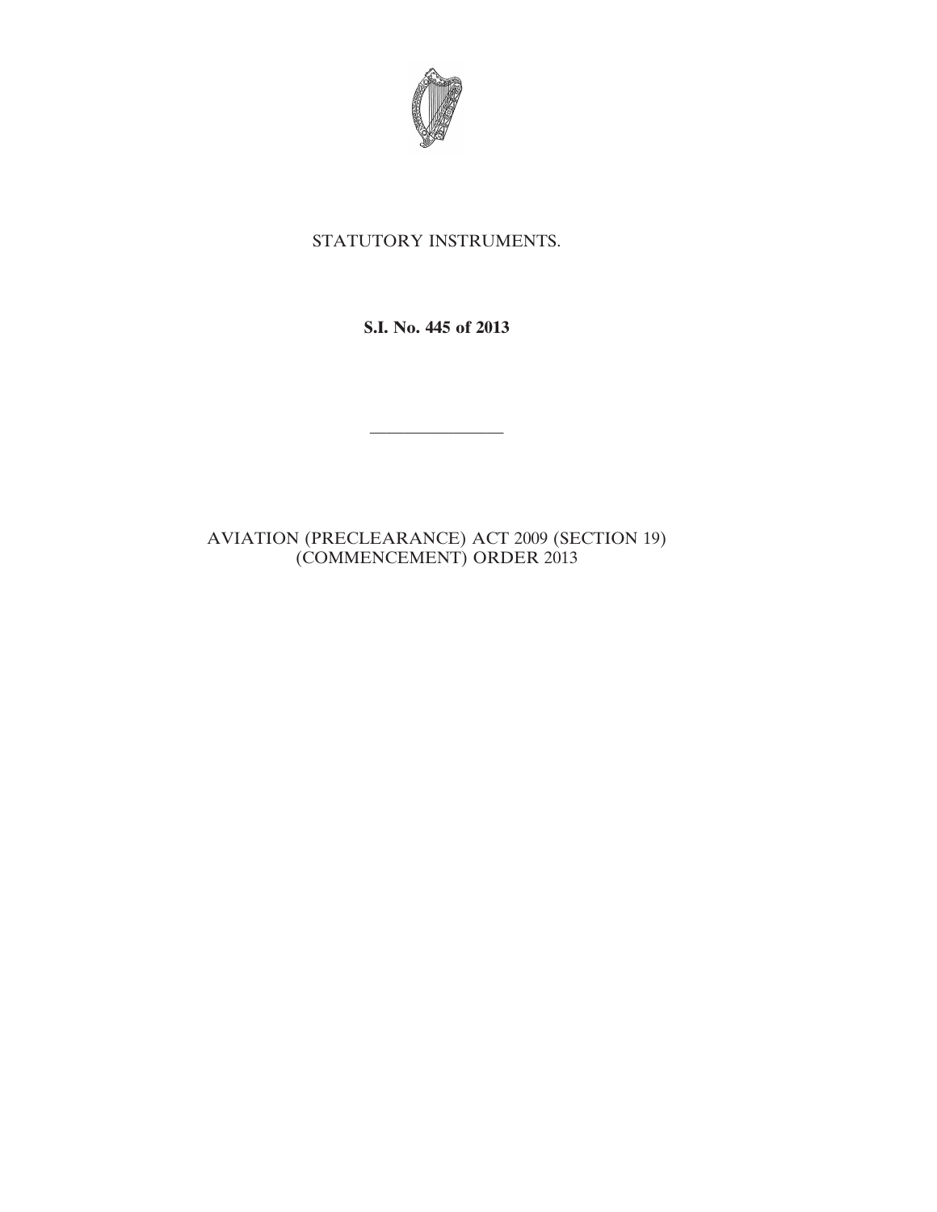STATUTORY INSTRUMENTS.

**S.I. No. 445 of 2013**

---

AVIATION (PRECLEARANCE) ACT 2009 (SECTION 19) (COMMENCEMENT) ORDER 2013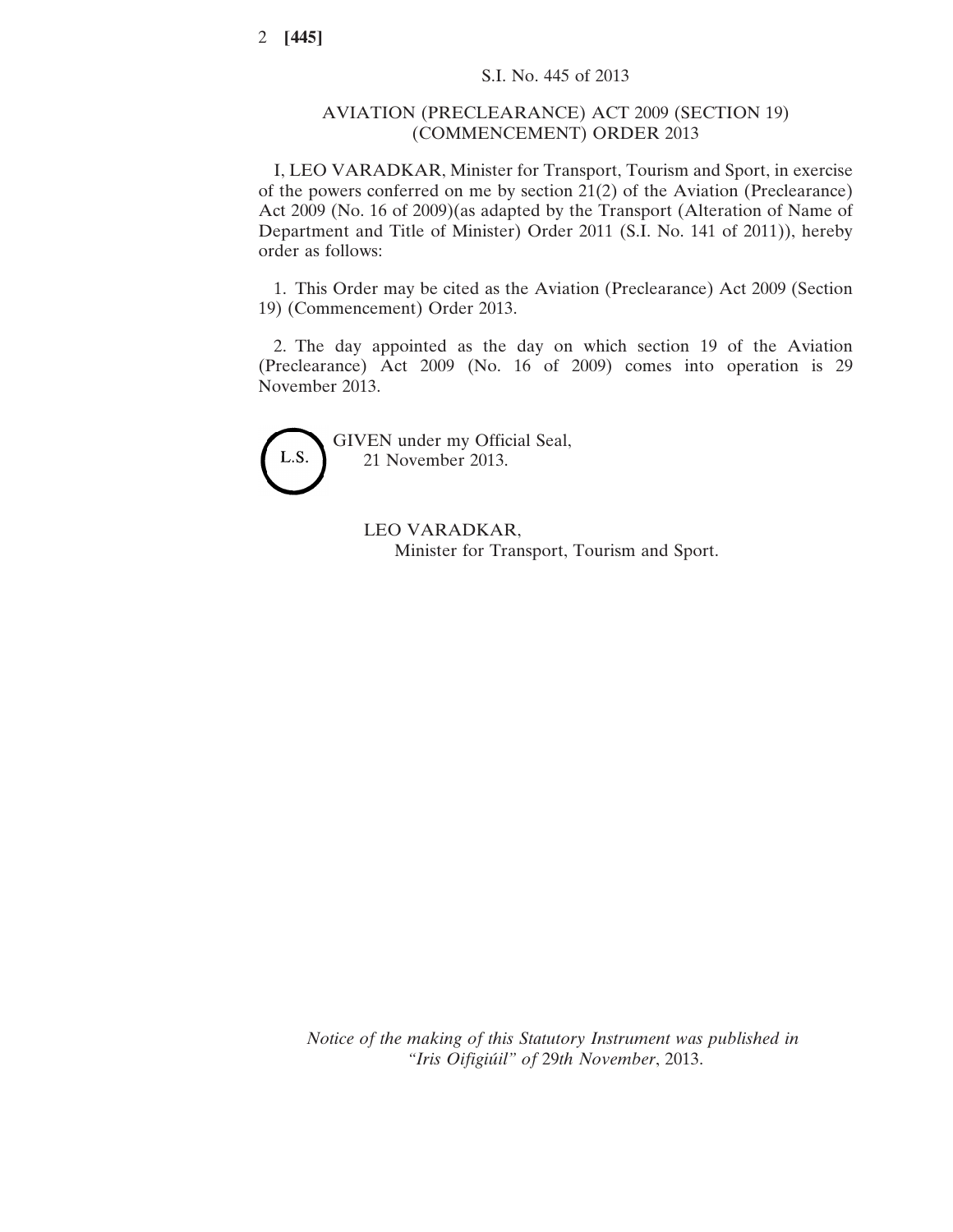S.I. No. 445 of 2013

# AVIATION (PRECLEARANCE) ACT 2009 (SECTION 19) (COMMENCEMENT) ORDER 2013

I, LEO VARADKAR, Minister for Transport, Tourism and Sport, in exercise of the powers conferred on me by section 21(2) of the Aviation (Preclearance) Act 2009 (No. 16 of 2009)(as adapted by the Transport (Alteration of Name of Department and Title of Minister) Order 2011 (S.I. No. 141 of 2011)), hereby order as follows:

1. This Order may be cited as the Aviation (Preclearance) Act 2009 (Section 19) (Commencement) Order 2013.

2. The day appointed as the day on which section 19 of the Aviation (Preclearance) Act 2009 (No. 16 of 2009) comes into operation is 29 November 2013.

L.S.

GIVEN under my Official Seal,
21 November 2013.

LEO VARADKAR,
Minister for Transport, Tourism and Sport.

*Notice of the making of this Statutory Instrument was published in "Iris Oifigiúil" of 29th November, 2013.*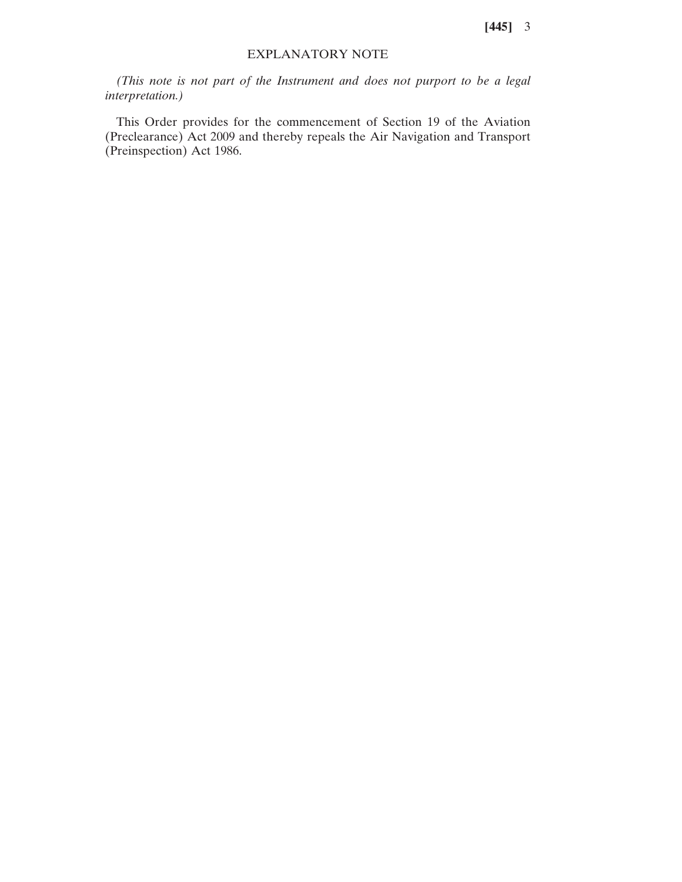## EXPLANATORY NOTE

*(This note is not part of the Instrument and does not purport to be a legal interpretation.)*

This Order provides for the commencement of Section 19 of the Aviation (Preclearance) Act 2009 and thereby repeals the Air Navigation and Transport (Preinspection) Act 1986.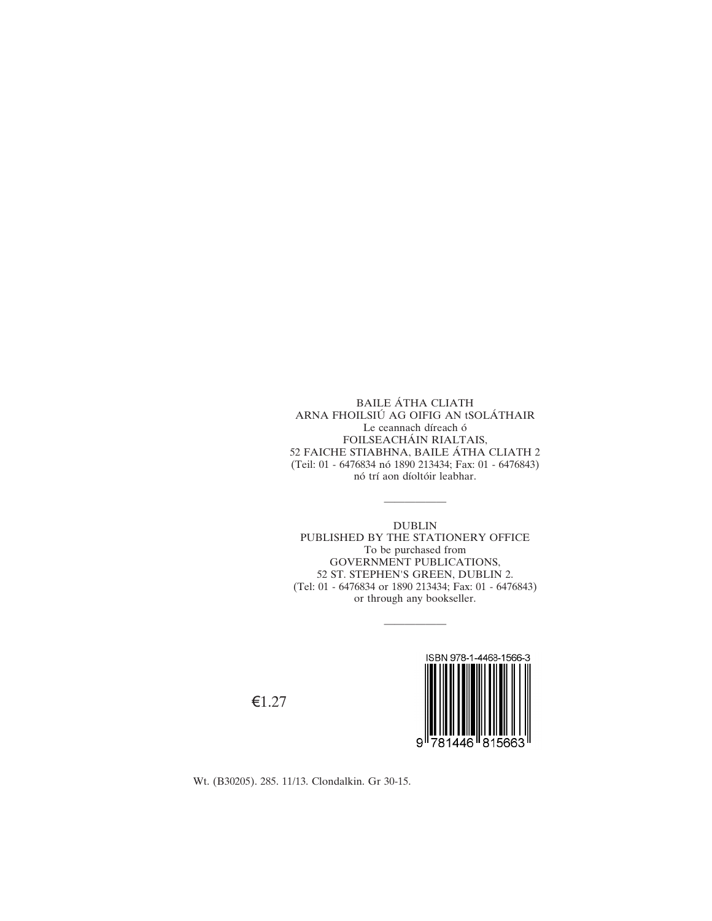BAILE ÁTHA CLIATH
ARNA FHOILSIÚ AG OIFIG AN tSOLÁTHAIR
Le ceannach díreach ó
FOILSEACHÁIN RIALTAIS,
52 FAICHE STIABHNA, BAILE ÁTHA CLIATH 2
(Teil: 01 - 6476834 nó 1890 213434; Fax: 01 - 6476843)
nó trí aon díoltóir leabhar.

---

DUBLIN
PUBLISHED BY THE STATIONERY OFFICE
To be purchased from
GOVERNMENT PUBLICATIONS,
52 ST. STEPHEN'S GREEN, DUBLIN 2.
(Tel: 01 - 6476834 or 1890 213434; Fax: 01 - 6476843)
or through any bookseller.

---

ISBN 978-1-4468-1566-3

9 781446 815663

€1.27

Wt. (B30205). 285. 11/13. Clondalkin. Gr 30-15.